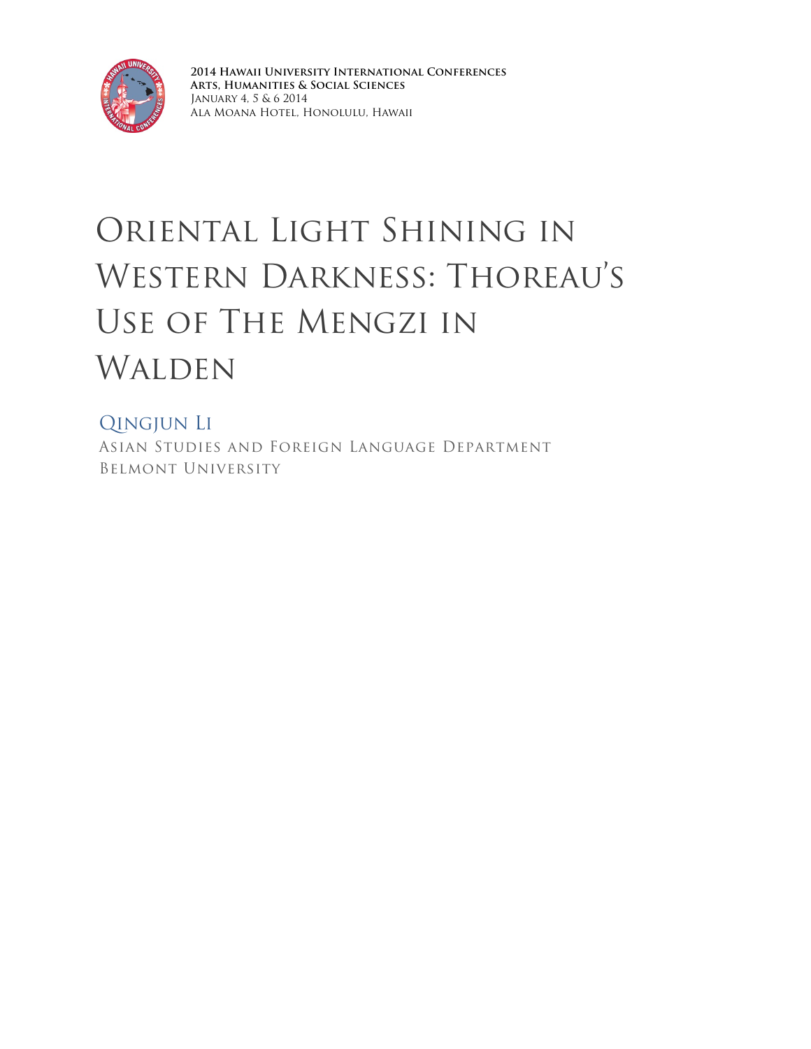2014 Hawaii University International Conferences
Arts, Humanities & Social Sciences
January 4, 5 & 6 2014
Ala Moana Hotel, Honolulu, Hawaii

# Oriental Light Shining in Western Darkness: Thoreau's Use of The Mengzi in Walden

Qingjun Li
Asian Studies and Foreign Language Department
Belmont University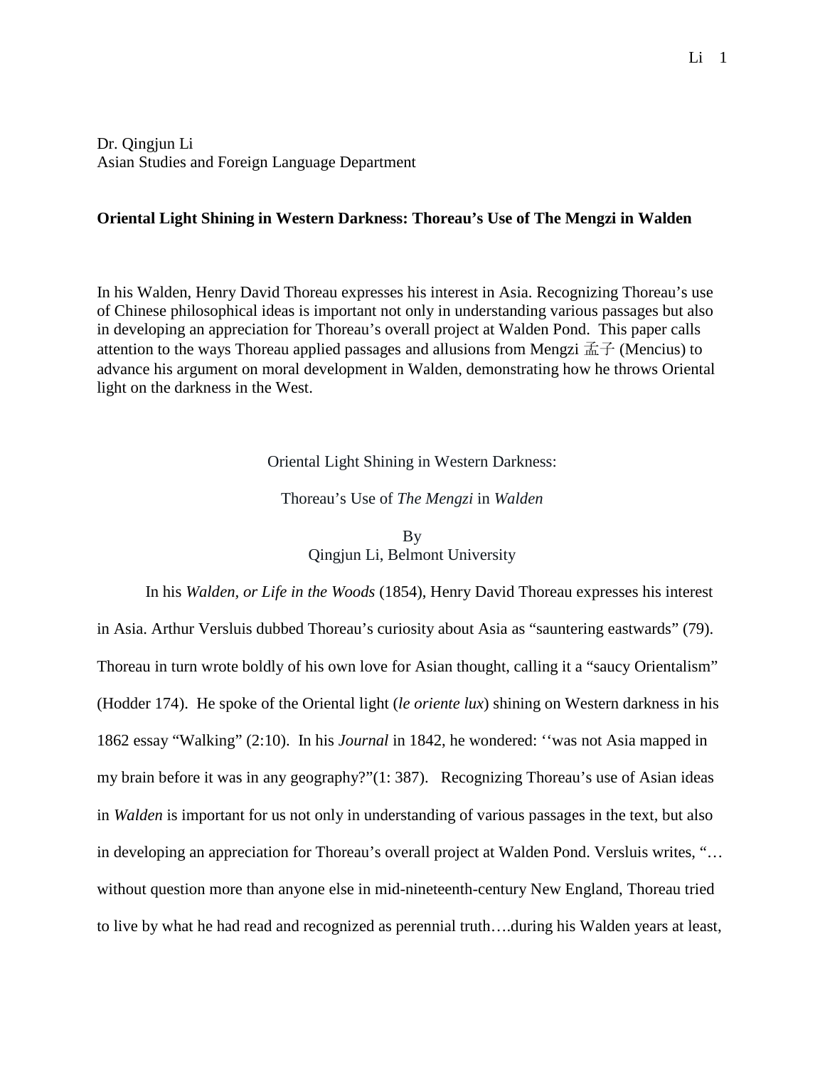Dr. Qingjun Li
Asian Studies and Foreign Language Department

**Oriental Light Shining in Western Darkness: Thoreau's Use of The Mengzi in Walden**

In his Walden, Henry David Thoreau expresses his interest in Asia. Recognizing Thoreau's use of Chinese philosophical ideas is important not only in understanding various passages but also in developing an appreciation for Thoreau's overall project at Walden Pond. This paper calls attention to the ways Thoreau applied passages and allusions from Mengzi 孟子 (Mencius) to advance his argument on moral development in Walden, demonstrating how he throws Oriental light on the darkness in the West.

Oriental Light Shining in Western Darkness:

Thoreau's Use of *The Mengzi* in *Walden*

By
Qingjun Li, Belmont University

In his *Walden, or Life in the Woods* (1854), Henry David Thoreau expresses his interest in Asia. Arthur Versluis dubbed Thoreau's curiosity about Asia as "sauntering eastwards" (79). Thoreau in turn wrote boldly of his own love for Asian thought, calling it a "saucy Orientalism" (Hodder 174). He spoke of the Oriental light (*le oriente lux*) shining on Western darkness in his 1862 essay "Walking" (2:10). In his *Journal* in 1842, he wondered: ''was not Asia mapped in my brain before it was in any geography?"(1: 387). Recognizing Thoreau's use of Asian ideas in *Walden* is important for us not only in understanding of various passages in the text, but also in developing an appreciation for Thoreau's overall project at Walden Pond. Versluis writes, "… without question more than anyone else in mid-nineteenth-century New England, Thoreau tried to live by what he had read and recognized as perennial truth….during his Walden years at least,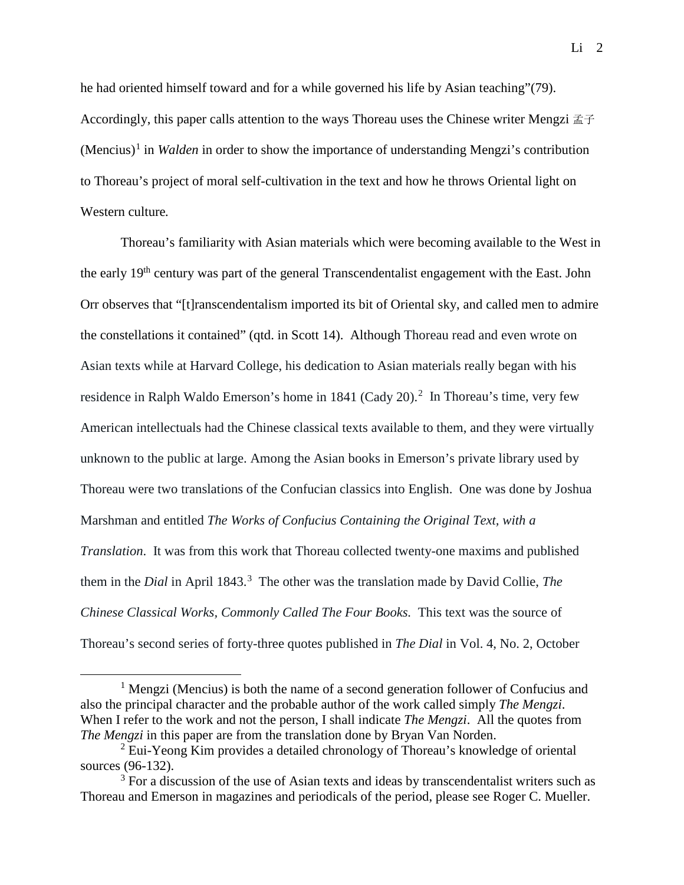he had oriented himself toward and for a while governed his life by Asian teaching"(79). Accordingly, this paper calls attention to the ways Thoreau uses the Chinese writer Mengzi 孟子 (Mencius)[1] in *Walden* in order to show the importance of understanding Mengzi's contribution to Thoreau's project of moral self-cultivation in the text and how he throws Oriental light on Western culture.

Thoreau's familiarity with Asian materials which were becoming available to the West in the early 19th century was part of the general Transcendentalist engagement with the East. John Orr observes that "[t]ranscendentalism imported its bit of Oriental sky, and called men to admire the constellations it contained" (qtd. in Scott 14). Although Thoreau read and even wrote on Asian texts while at Harvard College, his dedication to Asian materials really began with his residence in Ralph Waldo Emerson's home in 1841 (Cady 20).[2] In Thoreau's time, very few American intellectuals had the Chinese classical texts available to them, and they were virtually unknown to the public at large. Among the Asian books in Emerson's private library used by Thoreau were two translations of the Confucian classics into English. One was done by Joshua Marshman and entitled *The Works of Confucius Containing the Original Text, with a Translation*. It was from this work that Thoreau collected twenty-one maxims and published them in the *Dial* in April 1843.[3] The other was the translation made by David Collie, *The Chinese Classical Works, Commonly Called The Four Books.* This text was the source of Thoreau's second series of forty-three quotes published in *The Dial* in Vol. 4, No. 2, October

---

[1] Mengzi (Mencius) is both the name of a second generation follower of Confucius and also the principal character and the probable author of the work called simply *The Mengzi*. When I refer to the work and not the person, I shall indicate *The Mengzi*. All the quotes from *The Mengzi* in this paper are from the translation done by Bryan Van Norden.

[2] Eui-Yeong Kim provides a detailed chronology of Thoreau's knowledge of oriental sources (96-132).

[3] For a discussion of the use of Asian texts and ideas by transcendentalist writers such as Thoreau and Emerson in magazines and periodicals of the period, please see Roger C. Mueller.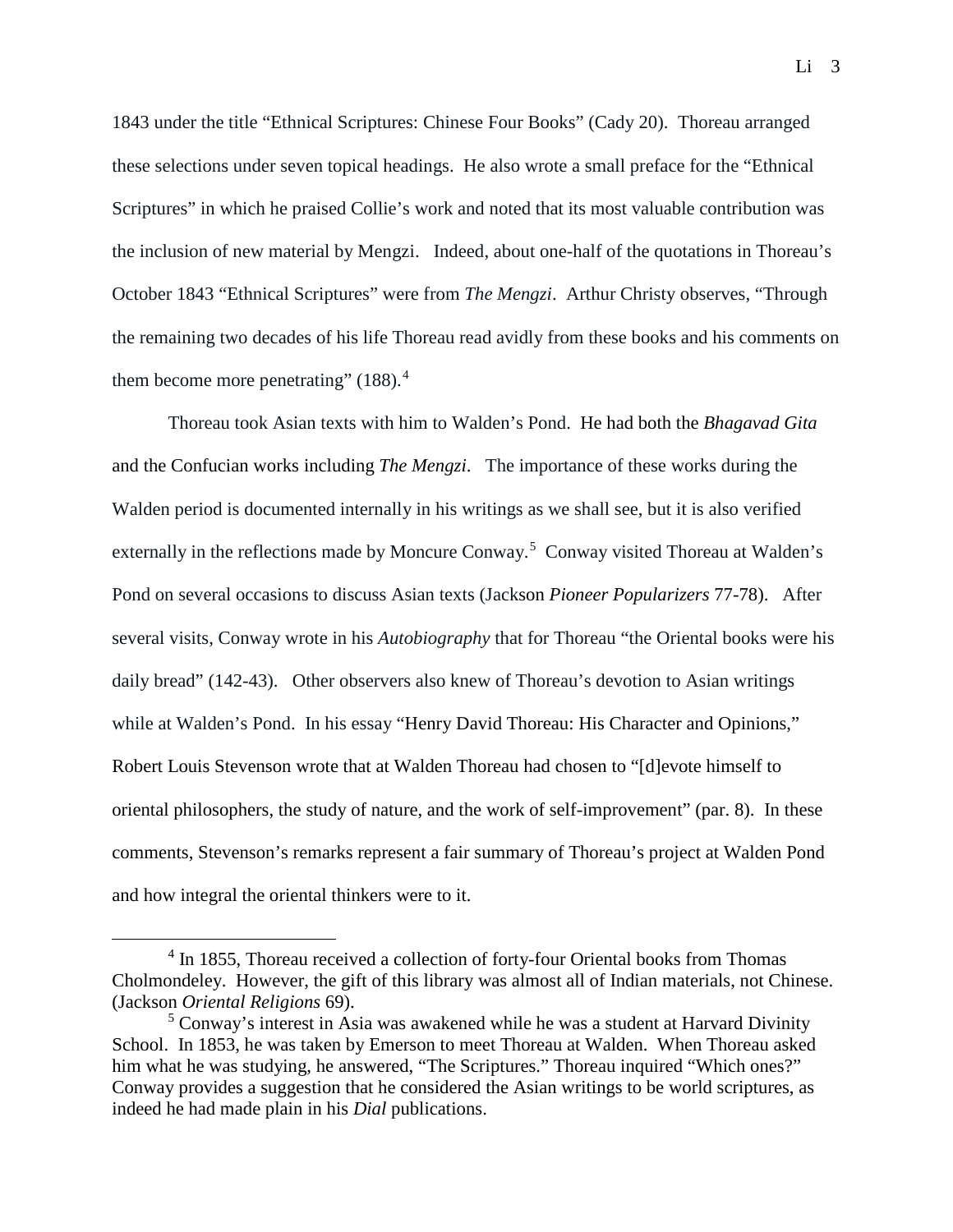1843 under the title "Ethnical Scriptures: Chinese Four Books" (Cady 20). Thoreau arranged these selections under seven topical headings. He also wrote a small preface for the "Ethnical Scriptures" in which he praised Collie's work and noted that its most valuable contribution was the inclusion of new material by Mengzi. Indeed, about one-half of the quotations in Thoreau's October 1843 "Ethnical Scriptures" were from *The Mengzi*. Arthur Christy observes, "Through the remaining two decades of his life Thoreau read avidly from these books and his comments on them become more penetrating" (188).[4]

Thoreau took Asian texts with him to Walden's Pond. He had both the *Bhagavad Gita* and the Confucian works including *The Mengzi*. The importance of these works during the Walden period is documented internally in his writings as we shall see, but it is also verified externally in the reflections made by Moncure Conway.[5] Conway visited Thoreau at Walden's Pond on several occasions to discuss Asian texts (Jackson *Pioneer Popularizers* 77-78). After several visits, Conway wrote in his *Autobiography* that for Thoreau "the Oriental books were his daily bread" (142-43). Other observers also knew of Thoreau's devotion to Asian writings while at Walden's Pond. In his essay "Henry David Thoreau: His Character and Opinions," Robert Louis Stevenson wrote that at Walden Thoreau had chosen to "[d]evote himself to oriental philosophers, the study of nature, and the work of self-improvement" (par. 8). In these comments, Stevenson's remarks represent a fair summary of Thoreau's project at Walden Pond and how integral the oriental thinkers were to it.

---

[4] In 1855, Thoreau received a collection of forty-four Oriental books from Thomas Cholmondeley. However, the gift of this library was almost all of Indian materials, not Chinese. (Jackson *Oriental Religions* 69).

[5] Conway's interest in Asia was awakened while he was a student at Harvard Divinity School. In 1853, he was taken by Emerson to meet Thoreau at Walden. When Thoreau asked him what he was studying, he answered, "The Scriptures." Thoreau inquired "Which ones?" Conway provides a suggestion that he considered the Asian writings to be world scriptures, as indeed he had made plain in his *Dial* publications.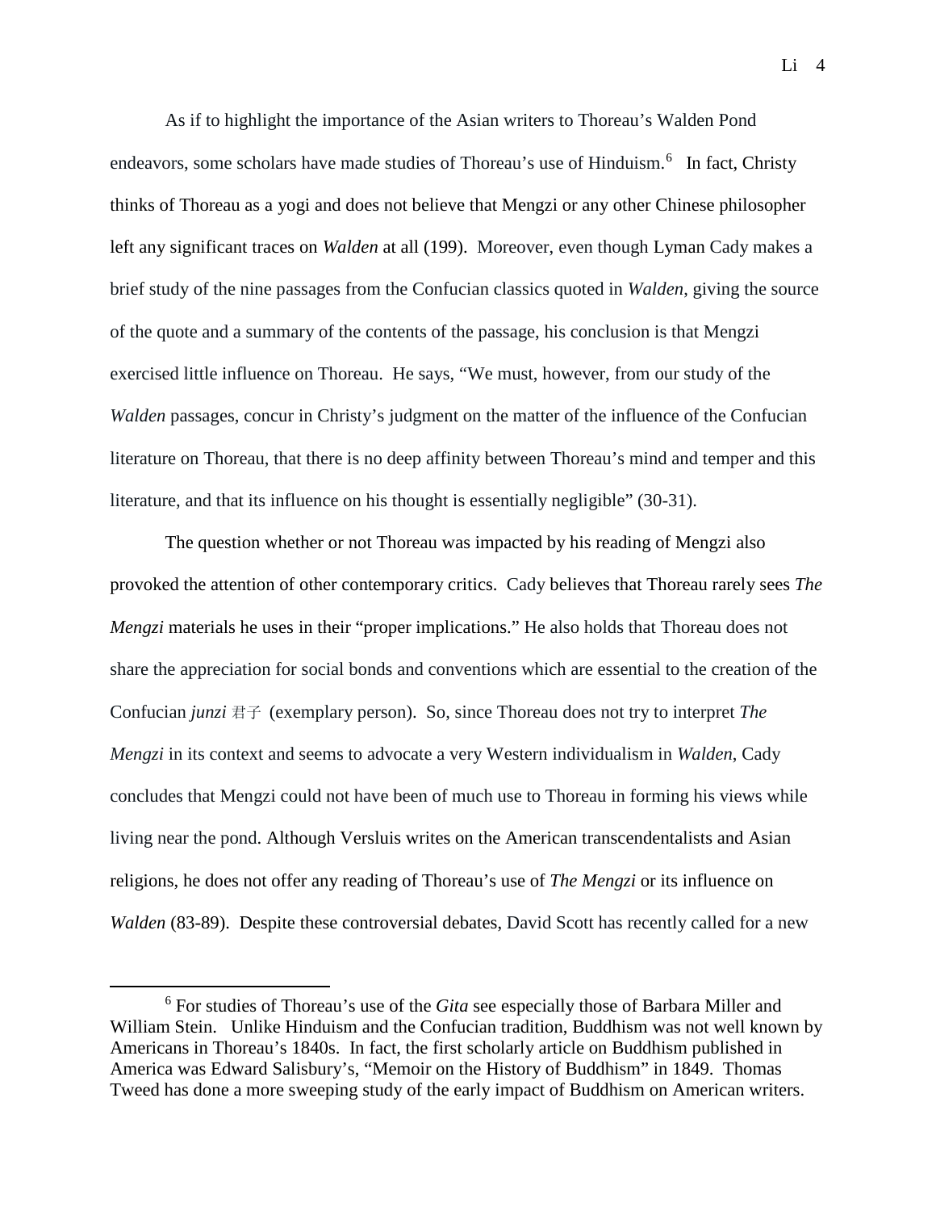As if to highlight the importance of the Asian writers to Thoreau's Walden Pond endeavors, some scholars have made studies of Thoreau's use of Hinduism.[6] In fact, Christy thinks of Thoreau as a yogi and does not believe that Mengzi or any other Chinese philosopher left any significant traces on *Walden* at all (199). Moreover, even though Lyman Cady makes a brief study of the nine passages from the Confucian classics quoted in *Walden*, giving the source of the quote and a summary of the contents of the passage, his conclusion is that Mengzi exercised little influence on Thoreau. He says, "We must, however, from our study of the *Walden* passages, concur in Christy's judgment on the matter of the influence of the Confucian literature on Thoreau, that there is no deep affinity between Thoreau's mind and temper and this literature, and that its influence on his thought is essentially negligible" (30-31).

The question whether or not Thoreau was impacted by his reading of Mengzi also provoked the attention of other contemporary critics. Cady believes that Thoreau rarely sees *The Mengzi* materials he uses in their "proper implications." He also holds that Thoreau does not share the appreciation for social bonds and conventions which are essential to the creation of the Confucian *junzi* 君子 (exemplary person). So, since Thoreau does not try to interpret *The Mengzi* in its context and seems to advocate a very Western individualism in *Walden*, Cady concludes that Mengzi could not have been of much use to Thoreau in forming his views while living near the pond. Although Versluis writes on the American transcendentalists and Asian religions, he does not offer any reading of Thoreau's use of *The Mengzi* or its influence on *Walden* (83-89). Despite these controversial debates, David Scott has recently called for a new

[6] For studies of Thoreau's use of the *Gita* see especially those of Barbara Miller and William Stein. Unlike Hinduism and the Confucian tradition, Buddhism was not well known by Americans in Thoreau's 1840s. In fact, the first scholarly article on Buddhism published in America was Edward Salisbury's, "Memoir on the History of Buddhism" in 1849. Thomas Tweed has done a more sweeping study of the early impact of Buddhism on American writers.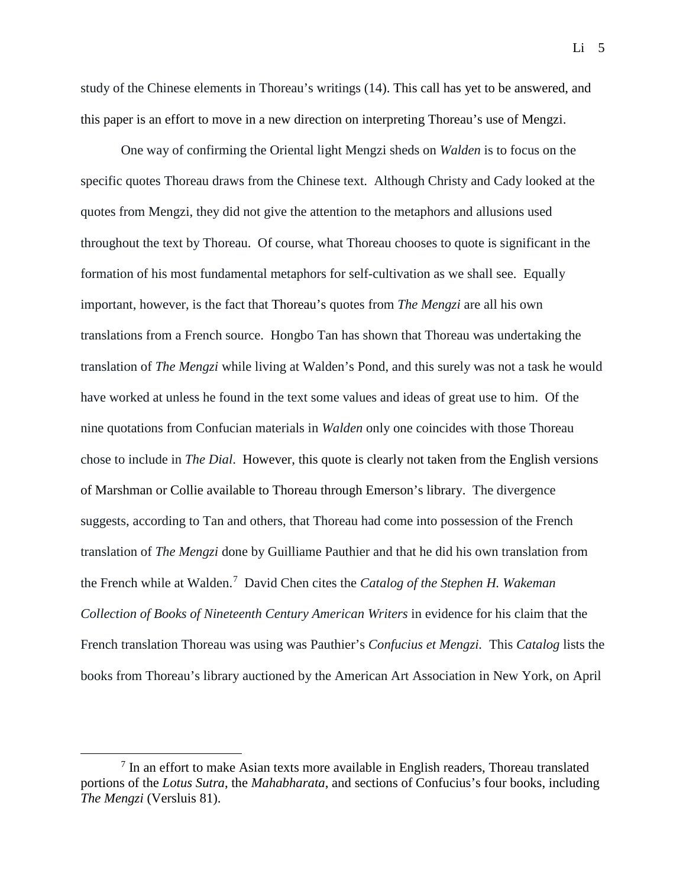study of the Chinese elements in Thoreau's writings (14). This call has yet to be answered, and this paper is an effort to move in a new direction on interpreting Thoreau's use of Mengzi.

One way of confirming the Oriental light Mengzi sheds on *Walden* is to focus on the specific quotes Thoreau draws from the Chinese text. Although Christy and Cady looked at the quotes from Mengzi, they did not give the attention to the metaphors and allusions used throughout the text by Thoreau. Of course, what Thoreau chooses to quote is significant in the formation of his most fundamental metaphors for self-cultivation as we shall see. Equally important, however, is the fact that Thoreau's quotes from *The Mengzi* are all his own translations from a French source. Hongbo Tan has shown that Thoreau was undertaking the translation of *The Mengzi* while living at Walden's Pond, and this surely was not a task he would have worked at unless he found in the text some values and ideas of great use to him. Of the nine quotations from Confucian materials in *Walden* only one coincides with those Thoreau chose to include in *The Dial*. However, this quote is clearly not taken from the English versions of Marshman or Collie available to Thoreau through Emerson's library. The divergence suggests, according to Tan and others, that Thoreau had come into possession of the French translation of *The Mengzi* done by Guilliame Pauthier and that he did his own translation from the French while at Walden.[7] David Chen cites the *Catalog of the Stephen H. Wakeman Collection of Books of Nineteenth Century American Writers* in evidence for his claim that the French translation Thoreau was using was Pauthier's *Confucius et Mengzi.* This *Catalog* lists the books from Thoreau's library auctioned by the American Art Association in New York, on April

[7] In an effort to make Asian texts more available in English readers, Thoreau translated portions of the *Lotus Sutra*, the *Mahabharata*, and sections of Confucius's four books, including *The Mengzi* (Versluis 81).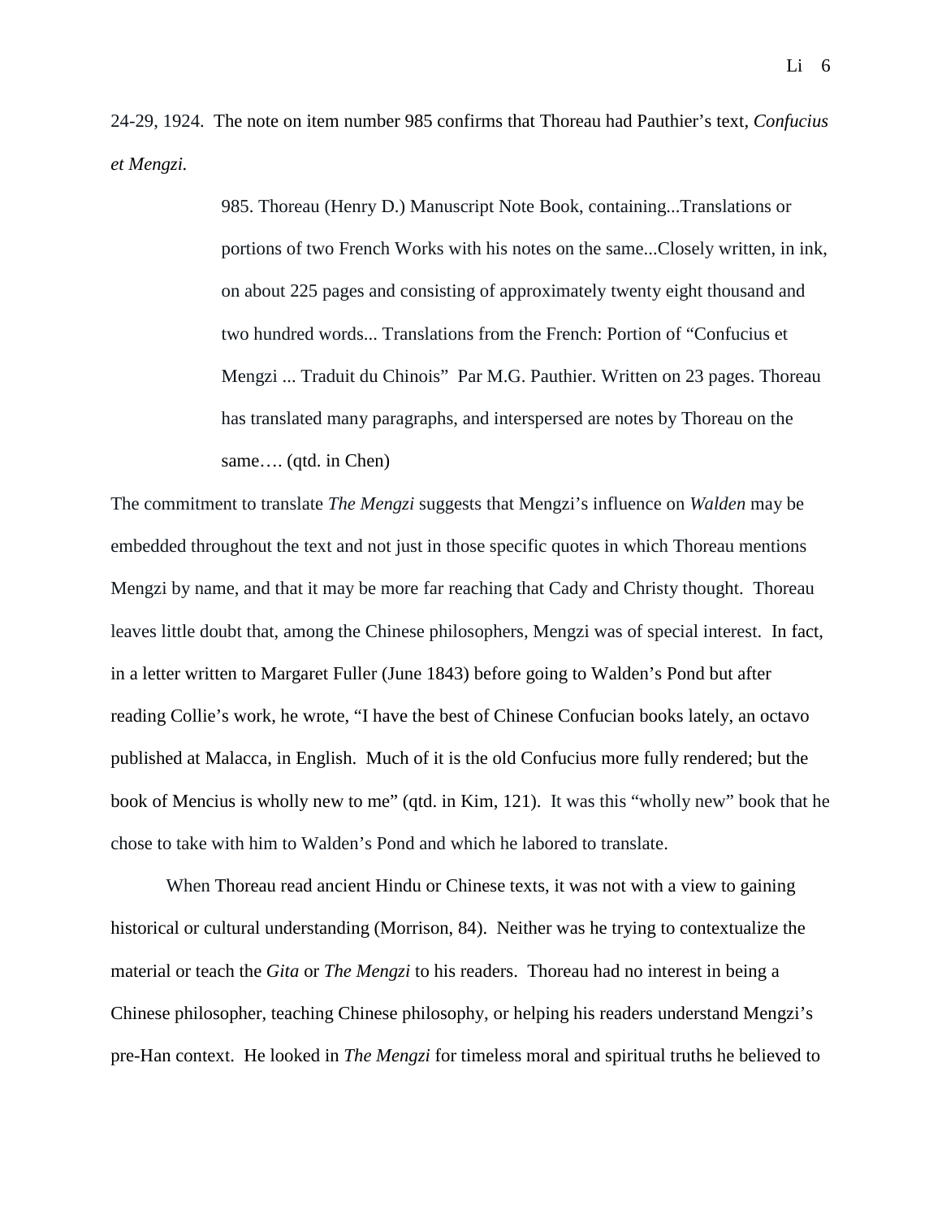24-29, 1924. The note on item number 985 confirms that Thoreau had Pauthier's text, *Confucius et Mengzi.*

> 985. Thoreau (Henry D.) Manuscript Note Book, containing...Translations or portions of two French Works with his notes on the same...Closely written, in ink, on about 225 pages and consisting of approximately twenty eight thousand and two hundred words... Translations from the French: Portion of "Confucius et Mengzi ... Traduit du Chinois" Par M.G. Pauthier. Written on 23 pages. Thoreau has translated many paragraphs, and interspersed are notes by Thoreau on the same…. (qtd. in Chen)

The commitment to translate *The Mengzi* suggests that Mengzi's influence on *Walden* may be embedded throughout the text and not just in those specific quotes in which Thoreau mentions Mengzi by name, and that it may be more far reaching that Cady and Christy thought. Thoreau leaves little doubt that, among the Chinese philosophers, Mengzi was of special interest. In fact, in a letter written to Margaret Fuller (June 1843) before going to Walden's Pond but after reading Collie's work, he wrote, "I have the best of Chinese Confucian books lately, an octavo published at Malacca, in English. Much of it is the old Confucius more fully rendered; but the book of Mencius is wholly new to me" (qtd. in Kim, 121). It was this "wholly new" book that he chose to take with him to Walden's Pond and which he labored to translate.

When Thoreau read ancient Hindu or Chinese texts, it was not with a view to gaining historical or cultural understanding (Morrison, 84). Neither was he trying to contextualize the material or teach the *Gita* or *The Mengzi* to his readers. Thoreau had no interest in being a Chinese philosopher, teaching Chinese philosophy, or helping his readers understand Mengzi's pre-Han context. He looked in *The Mengzi* for timeless moral and spiritual truths he believed to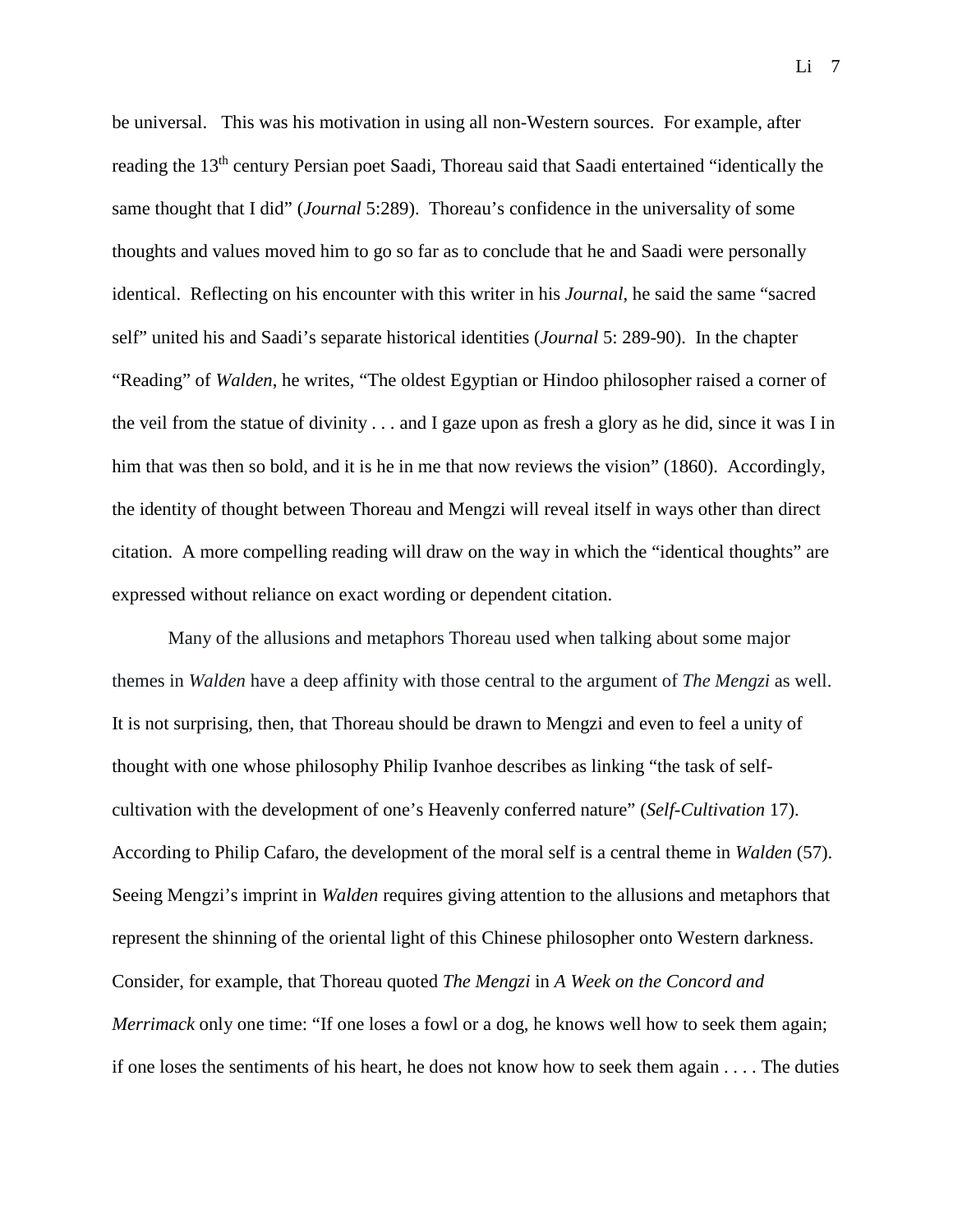be universal. This was his motivation in using all non-Western sources. For example, after reading the 13th century Persian poet Saadi, Thoreau said that Saadi entertained "identically the same thought that I did" (*Journal* 5:289). Thoreau's confidence in the universality of some thoughts and values moved him to go so far as to conclude that he and Saadi were personally identical. Reflecting on his encounter with this writer in his *Journal*, he said the same "sacred self" united his and Saadi's separate historical identities (*Journal* 5: 289-90). In the chapter "Reading" of *Walden*, he writes, "The oldest Egyptian or Hindoo philosopher raised a corner of the veil from the statue of divinity . . . and I gaze upon as fresh a glory as he did, since it was I in him that was then so bold, and it is he in me that now reviews the vision" (1860). Accordingly, the identity of thought between Thoreau and Mengzi will reveal itself in ways other than direct citation. A more compelling reading will draw on the way in which the "identical thoughts" are expressed without reliance on exact wording or dependent citation.

Many of the allusions and metaphors Thoreau used when talking about some major themes in *Walden* have a deep affinity with those central to the argument of *The Mengzi* as well. It is not surprising, then, that Thoreau should be drawn to Mengzi and even to feel a unity of thought with one whose philosophy Philip Ivanhoe describes as linking "the task of self-cultivation with the development of one's Heavenly conferred nature" (*Self-Cultivation* 17). According to Philip Cafaro, the development of the moral self is a central theme in *Walden* (57). Seeing Mengzi's imprint in *Walden* requires giving attention to the allusions and metaphors that represent the shinning of the oriental light of this Chinese philosopher onto Western darkness. Consider, for example, that Thoreau quoted *The Mengzi* in *A Week on the Concord and Merrimack* only one time: "If one loses a fowl or a dog, he knows well how to seek them again; if one loses the sentiments of his heart, he does not know how to seek them again . . . . The duties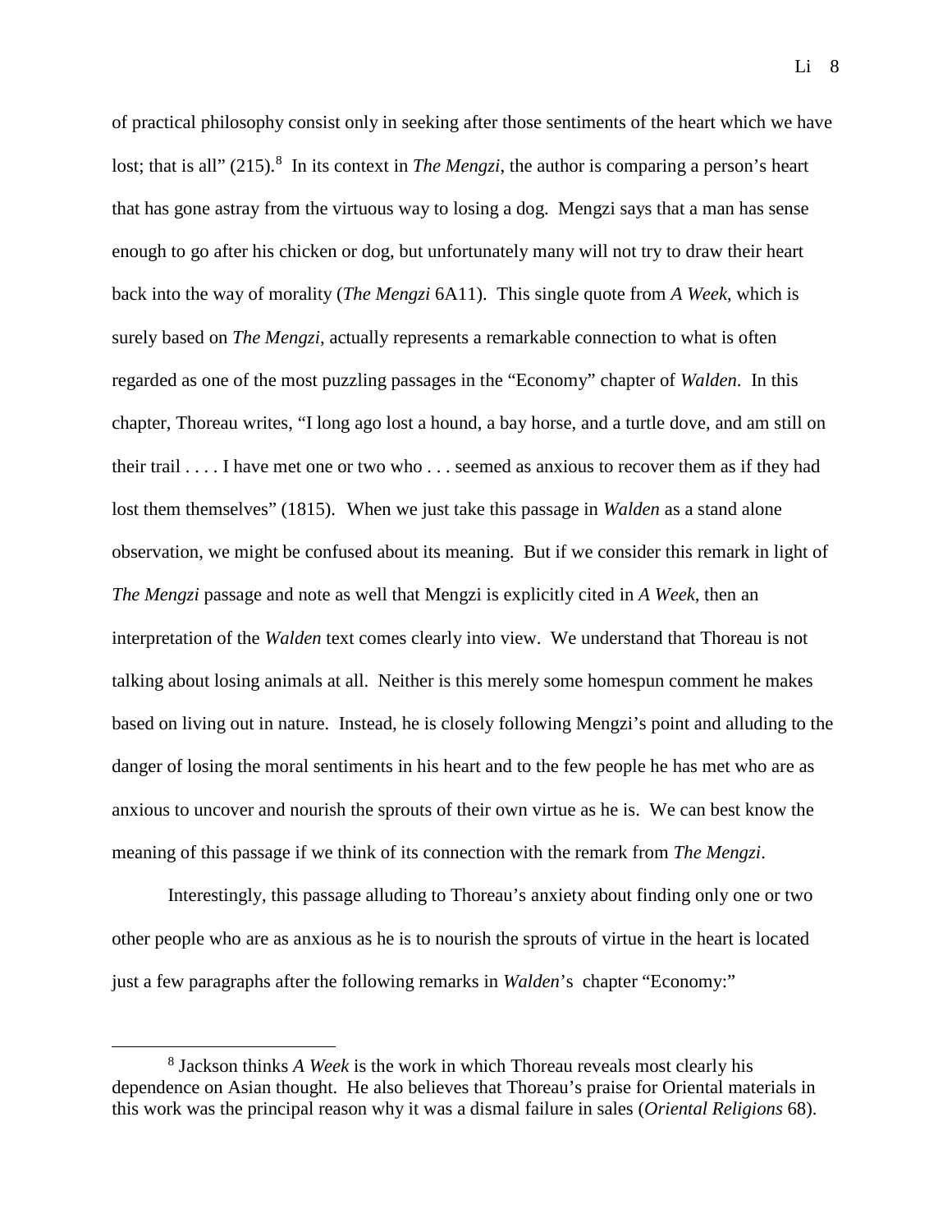of practical philosophy consist only in seeking after those sentiments of the heart which we have lost; that is all" (215).[8] In its context in *The Mengzi*, the author is comparing a person's heart that has gone astray from the virtuous way to losing a dog. Mengzi says that a man has sense enough to go after his chicken or dog, but unfortunately many will not try to draw their heart back into the way of morality (*The Mengzi* 6A11). This single quote from *A Week*, which is surely based on *The Mengzi*, actually represents a remarkable connection to what is often regarded as one of the most puzzling passages in the "Economy" chapter of *Walden*. In this chapter, Thoreau writes, "I long ago lost a hound, a bay horse, and a turtle dove, and am still on their trail . . . . I have met one or two who . . . seemed as anxious to recover them as if they had lost them themselves" (1815). When we just take this passage in *Walden* as a stand alone observation, we might be confused about its meaning. But if we consider this remark in light of *The Mengzi* passage and note as well that Mengzi is explicitly cited in *A Week,* then an interpretation of the *Walden* text comes clearly into view. We understand that Thoreau is not talking about losing animals at all. Neither is this merely some homespun comment he makes based on living out in nature. Instead, he is closely following Mengzi's point and alluding to the danger of losing the moral sentiments in his heart and to the few people he has met who are as anxious to uncover and nourish the sprouts of their own virtue as he is. We can best know the meaning of this passage if we think of its connection with the remark from *The Mengzi*.

Interestingly, this passage alluding to Thoreau's anxiety about finding only one or two other people who are as anxious as he is to nourish the sprouts of virtue in the heart is located just a few paragraphs after the following remarks in *Walden*'s chapter "Economy:"

---

[8] Jackson thinks *A Week* is the work in which Thoreau reveals most clearly his dependence on Asian thought. He also believes that Thoreau's praise for Oriental materials in this work was the principal reason why it was a dismal failure in sales (*Oriental Religions* 68).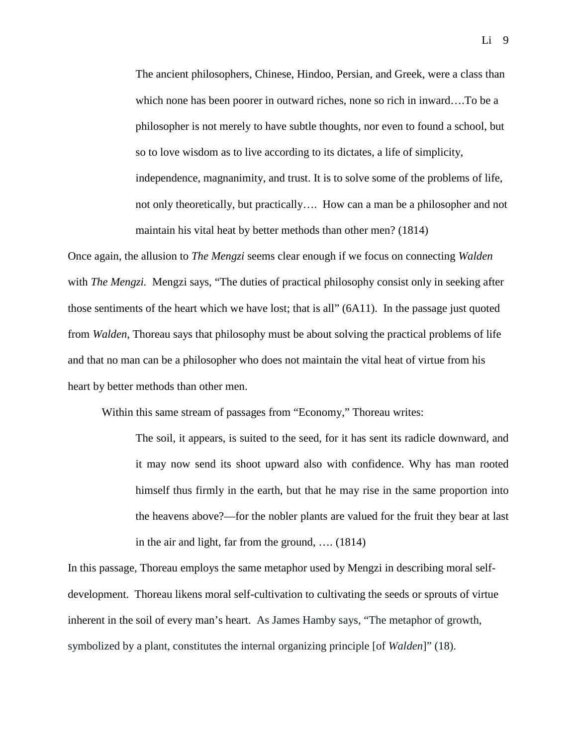> The ancient philosophers, Chinese, Hindoo, Persian, and Greek, were a class than which none has been poorer in outward riches, none so rich in inward….To be a philosopher is not merely to have subtle thoughts, nor even to found a school, but so to love wisdom as to live according to its dictates, a life of simplicity, independence, magnanimity, and trust. It is to solve some of the problems of life, not only theoretically, but practically…. How can a man be a philosopher and not maintain his vital heat by better methods than other men? (1814)

Once again, the allusion to *The Mengzi* seems clear enough if we focus on connecting *Walden* with *The Mengzi*. Mengzi says, "The duties of practical philosophy consist only in seeking after those sentiments of the heart which we have lost; that is all" (6A11). In the passage just quoted from *Walden*, Thoreau says that philosophy must be about solving the practical problems of life and that no man can be a philosopher who does not maintain the vital heat of virtue from his heart by better methods than other men.

Within this same stream of passages from "Economy," Thoreau writes:

> The soil, it appears, is suited to the seed, for it has sent its radicle downward, and it may now send its shoot upward also with confidence. Why has man rooted himself thus firmly in the earth, but that he may rise in the same proportion into the heavens above?—for the nobler plants are valued for the fruit they bear at last in the air and light, far from the ground, …. (1814)

In this passage, Thoreau employs the same metaphor used by Mengzi in describing moral self-development. Thoreau likens moral self-cultivation to cultivating the seeds or sprouts of virtue inherent in the soil of every man's heart. As James Hamby says, "The metaphor of growth, symbolized by a plant, constitutes the internal organizing principle [of *Walden*]" (18).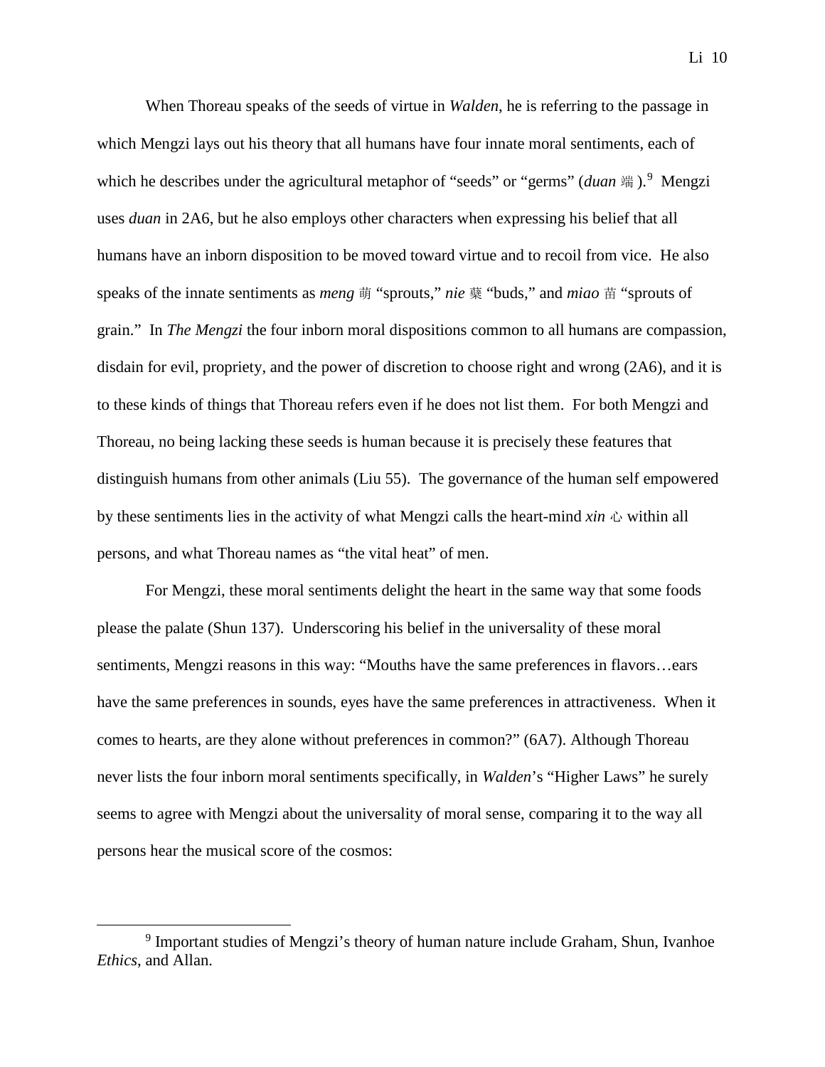When Thoreau speaks of the seeds of virtue in *Walden*, he is referring to the passage in which Mengzi lays out his theory that all humans have four innate moral sentiments, each of which he describes under the agricultural metaphor of "seeds" or "germs" (*duan* 端 ).[9] Mengzi uses *duan* in 2A6, but he also employs other characters when expressing his belief that all humans have an inborn disposition to be moved toward virtue and to recoil from vice. He also speaks of the innate sentiments as *meng* 萌 "sprouts," *nie* 蘖 "buds," and *miao* 苗 "sprouts of grain." In *The Mengzi* the four inborn moral dispositions common to all humans are compassion, disdain for evil, propriety, and the power of discretion to choose right and wrong (2A6), and it is to these kinds of things that Thoreau refers even if he does not list them. For both Mengzi and Thoreau, no being lacking these seeds is human because it is precisely these features that distinguish humans from other animals (Liu 55). The governance of the human self empowered by these sentiments lies in the activity of what Mengzi calls the heart-mind *xin* 心 within all persons, and what Thoreau names as "the vital heat" of men.

For Mengzi, these moral sentiments delight the heart in the same way that some foods please the palate (Shun 137). Underscoring his belief in the universality of these moral sentiments, Mengzi reasons in this way: "Mouths have the same preferences in flavors…ears have the same preferences in sounds, eyes have the same preferences in attractiveness. When it comes to hearts, are they alone without preferences in common?" (6A7). Although Thoreau never lists the four inborn moral sentiments specifically, in *Walden*'s "Higher Laws" he surely seems to agree with Mengzi about the universality of moral sense, comparing it to the way all persons hear the musical score of the cosmos:

---

[9] Important studies of Mengzi's theory of human nature include Graham, Shun, Ivanhoe *Ethics*, and Allan.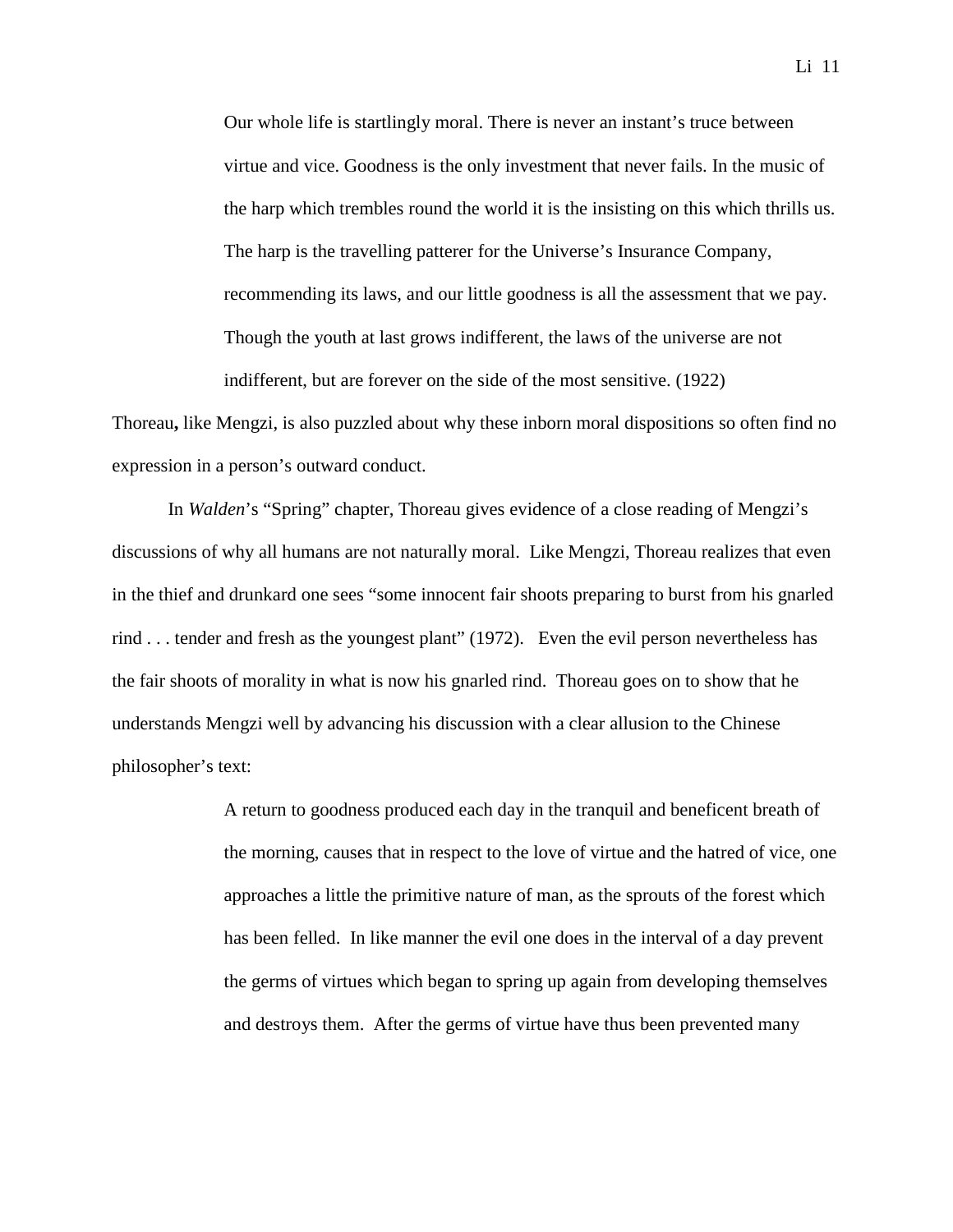> Our whole life is startlingly moral. There is never an instant's truce between virtue and vice. Goodness is the only investment that never fails. In the music of the harp which trembles round the world it is the insisting on this which thrills us. The harp is the travelling patterer for the Universe's Insurance Company, recommending its laws, and our little goodness is all the assessment that we pay. Though the youth at last grows indifferent, the laws of the universe are not indifferent, but are forever on the side of the most sensitive. (1922)

Thoreau**,** like Mengzi, is also puzzled about why these inborn moral dispositions so often find no expression in a person's outward conduct.

In *Walden*'s "Spring" chapter, Thoreau gives evidence of a close reading of Mengzi's discussions of why all humans are not naturally moral. Like Mengzi, Thoreau realizes that even in the thief and drunkard one sees "some innocent fair shoots preparing to burst from his gnarled rind . . . tender and fresh as the youngest plant" (1972). Even the evil person nevertheless has the fair shoots of morality in what is now his gnarled rind. Thoreau goes on to show that he understands Mengzi well by advancing his discussion with a clear allusion to the Chinese philosopher's text:

> A return to goodness produced each day in the tranquil and beneficent breath of the morning, causes that in respect to the love of virtue and the hatred of vice, one approaches a little the primitive nature of man, as the sprouts of the forest which has been felled. In like manner the evil one does in the interval of a day prevent the germs of virtues which began to spring up again from developing themselves and destroys them. After the germs of virtue have thus been prevented many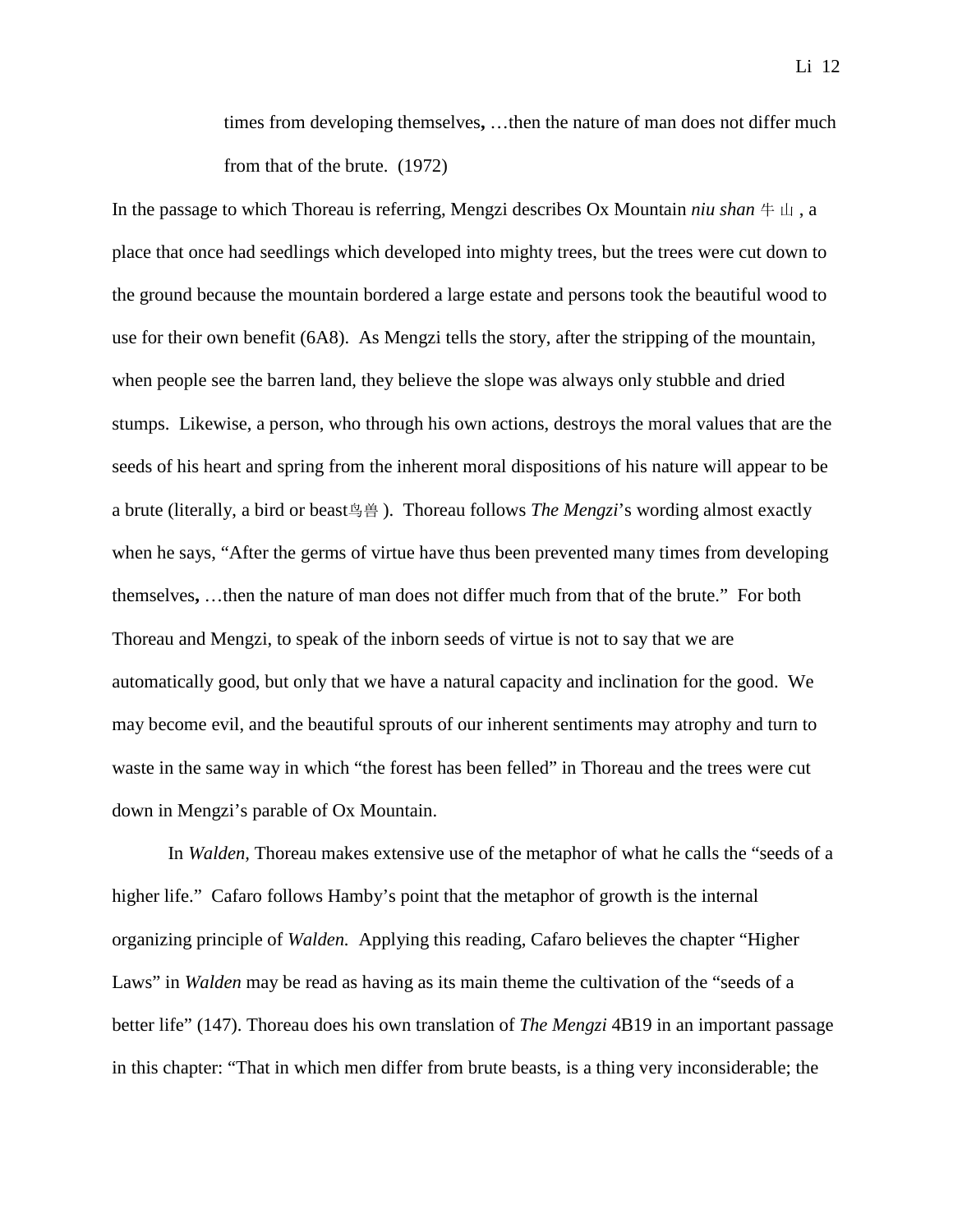> times from developing themselves**,** …then the nature of man does not differ much from that of the brute. (1972)

In the passage to which Thoreau is referring, Mengzi describes Ox Mountain *niu shan* 牛 山 , a place that once had seedlings which developed into mighty trees, but the trees were cut down to the ground because the mountain bordered a large estate and persons took the beautiful wood to use for their own benefit (6A8). As Mengzi tells the story, after the stripping of the mountain, when people see the barren land, they believe the slope was always only stubble and dried stumps. Likewise, a person, who through his own actions, destroys the moral values that are the seeds of his heart and spring from the inherent moral dispositions of his nature will appear to be a brute (literally, a bird or beast鸟兽 ). Thoreau follows *The Mengzi*'s wording almost exactly when he says, "After the germs of virtue have thus been prevented many times from developing themselves**,** …then the nature of man does not differ much from that of the brute." For both Thoreau and Mengzi, to speak of the inborn seeds of virtue is not to say that we are automatically good, but only that we have a natural capacity and inclination for the good. We may become evil, and the beautiful sprouts of our inherent sentiments may atrophy and turn to waste in the same way in which "the forest has been felled" in Thoreau and the trees were cut down in Mengzi's parable of Ox Mountain.

In *Walden,* Thoreau makes extensive use of the metaphor of what he calls the "seeds of a higher life." Cafaro follows Hamby's point that the metaphor of growth is the internal organizing principle of *Walden.* Applying this reading, Cafaro believes the chapter "Higher Laws" in *Walden* may be read as having as its main theme the cultivation of the "seeds of a better life" (147). Thoreau does his own translation of *The Mengzi* 4B19 in an important passage in this chapter: "That in which men differ from brute beasts, is a thing very inconsiderable; the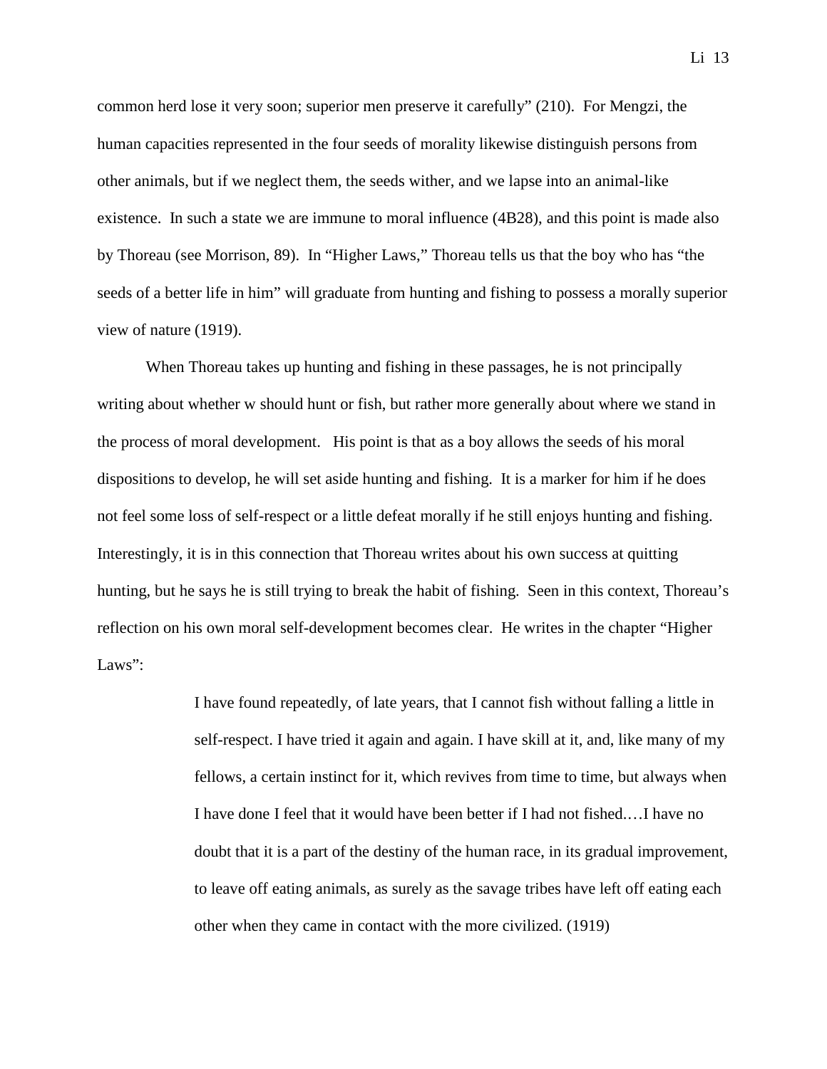common herd lose it very soon; superior men preserve it carefully" (210). For Mengzi, the human capacities represented in the four seeds of morality likewise distinguish persons from other animals, but if we neglect them, the seeds wither, and we lapse into an animal-like existence. In such a state we are immune to moral influence (4B28), and this point is made also by Thoreau (see Morrison, 89). In "Higher Laws," Thoreau tells us that the boy who has "the seeds of a better life in him" will graduate from hunting and fishing to possess a morally superior view of nature (1919).

When Thoreau takes up hunting and fishing in these passages, he is not principally writing about whether w should hunt or fish, but rather more generally about where we stand in the process of moral development. His point is that as a boy allows the seeds of his moral dispositions to develop, he will set aside hunting and fishing. It is a marker for him if he does not feel some loss of self-respect or a little defeat morally if he still enjoys hunting and fishing. Interestingly, it is in this connection that Thoreau writes about his own success at quitting hunting, but he says he is still trying to break the habit of fishing. Seen in this context, Thoreau's reflection on his own moral self-development becomes clear. He writes in the chapter "Higher Laws":

> I have found repeatedly, of late years, that I cannot fish without falling a little in self-respect. I have tried it again and again. I have skill at it, and, like many of my fellows, a certain instinct for it, which revives from time to time, but always when I have done I feel that it would have been better if I had not fished.…I have no doubt that it is a part of the destiny of the human race, in its gradual improvement, to leave off eating animals, as surely as the savage tribes have left off eating each other when they came in contact with the more civilized. (1919)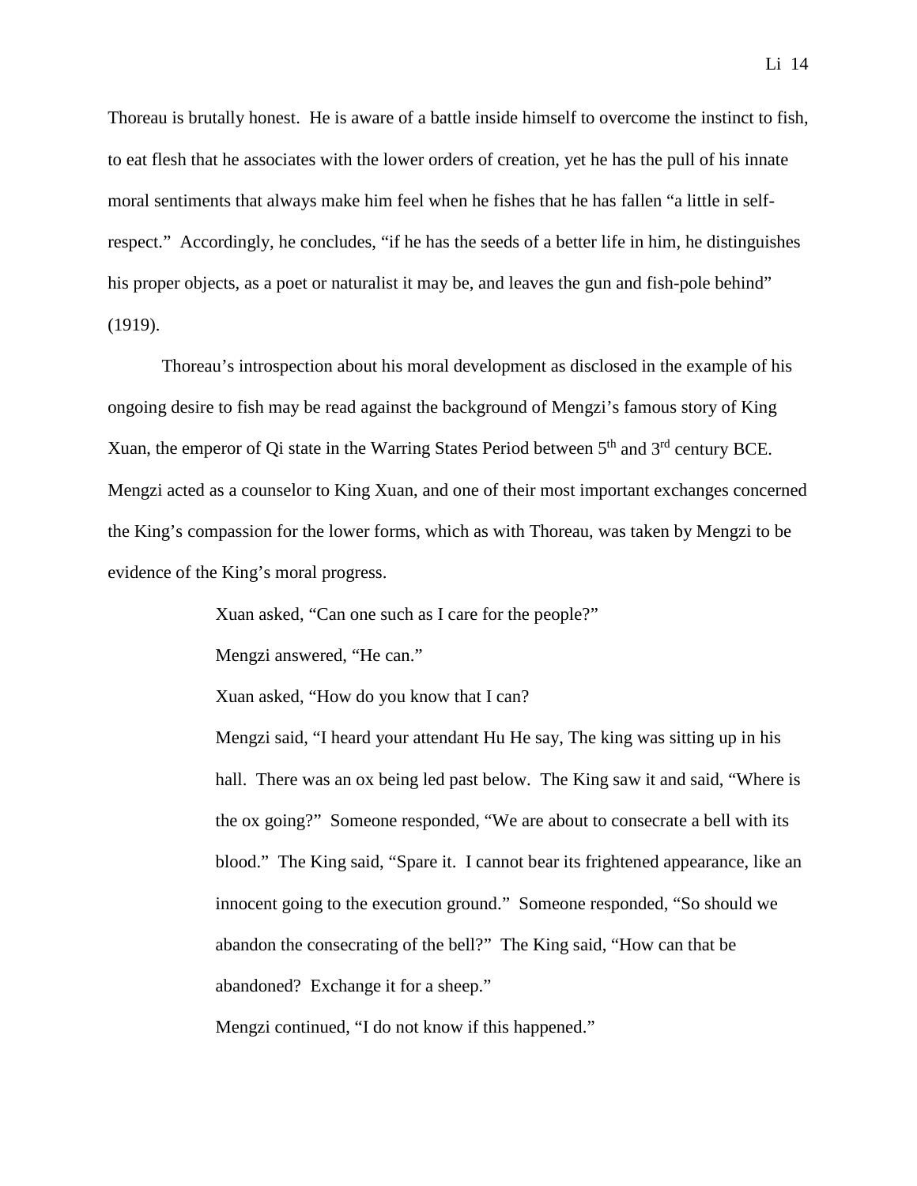Thoreau is brutally honest. He is aware of a battle inside himself to overcome the instinct to fish, to eat flesh that he associates with the lower orders of creation, yet he has the pull of his innate moral sentiments that always make him feel when he fishes that he has fallen "a little in self-respect." Accordingly, he concludes, "if he has the seeds of a better life in him, he distinguishes his proper objects, as a poet or naturalist it may be, and leaves the gun and fish-pole behind" (1919).

Thoreau's introspection about his moral development as disclosed in the example of his ongoing desire to fish may be read against the background of Mengzi's famous story of King Xuan, the emperor of Qi state in the Warring States Period between 5th and 3rd century BCE. Mengzi acted as a counselor to King Xuan, and one of their most important exchanges concerned the King's compassion for the lower forms, which as with Thoreau, was taken by Mengzi to be evidence of the King's moral progress.

> Xuan asked, "Can one such as I care for the people?"
>
> Mengzi answered, "He can."
>
> Xuan asked, "How do you know that I can?
>
> Mengzi said, "I heard your attendant Hu He say, The king was sitting up in his hall. There was an ox being led past below. The King saw it and said, "Where is the ox going?" Someone responded, "We are about to consecrate a bell with its blood." The King said, "Spare it. I cannot bear its frightened appearance, like an innocent going to the execution ground." Someone responded, "So should we abandon the consecrating of the bell?" The King said, "How can that be abandoned? Exchange it for a sheep."
>
> Mengzi continued, "I do not know if this happened."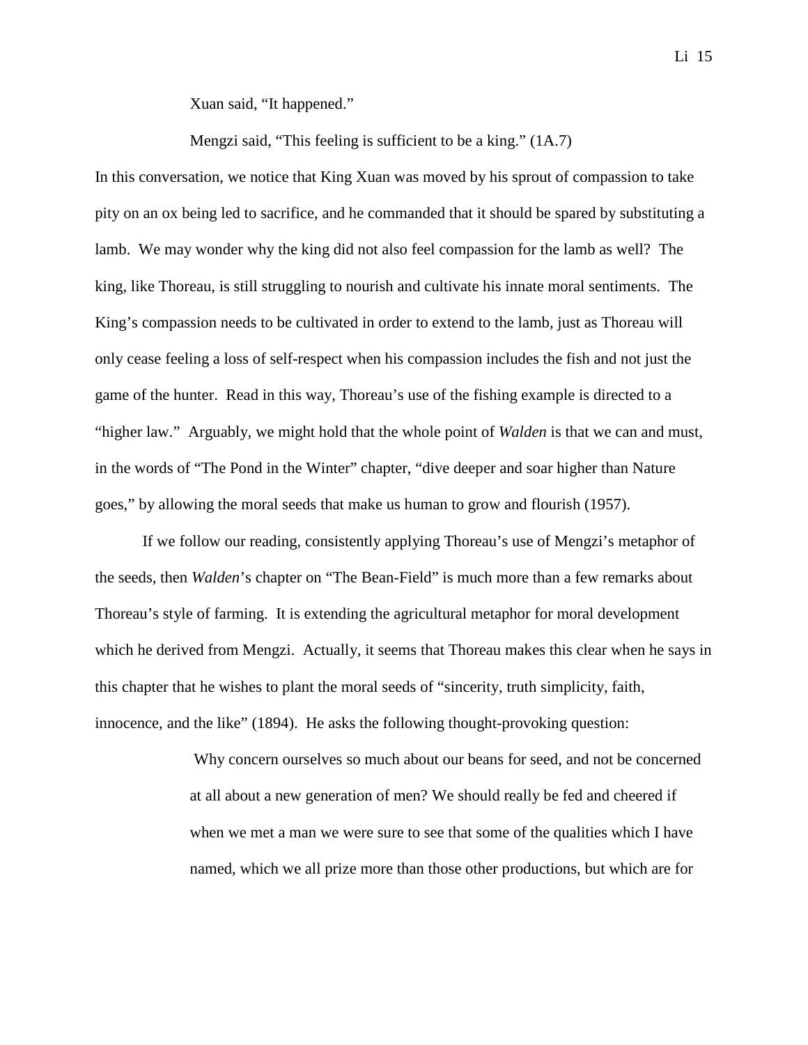> Xuan said, "It happened."
>
> Mengzi said, "This feeling is sufficient to be a king." (1A.7)

In this conversation, we notice that King Xuan was moved by his sprout of compassion to take pity on an ox being led to sacrifice, and he commanded that it should be spared by substituting a lamb. We may wonder why the king did not also feel compassion for the lamb as well? The king, like Thoreau, is still struggling to nourish and cultivate his innate moral sentiments. The King's compassion needs to be cultivated in order to extend to the lamb, just as Thoreau will only cease feeling a loss of self-respect when his compassion includes the fish and not just the game of the hunter. Read in this way, Thoreau's use of the fishing example is directed to a "higher law." Arguably, we might hold that the whole point of *Walden* is that we can and must, in the words of "The Pond in the Winter" chapter, "dive deeper and soar higher than Nature goes," by allowing the moral seeds that make us human to grow and flourish (1957).

If we follow our reading, consistently applying Thoreau's use of Mengzi's metaphor of the seeds, then *Walden*'s chapter on "The Bean-Field" is much more than a few remarks about Thoreau's style of farming. It is extending the agricultural metaphor for moral development which he derived from Mengzi. Actually, it seems that Thoreau makes this clear when he says in this chapter that he wishes to plant the moral seeds of "sincerity, truth simplicity, faith, innocence, and the like" (1894). He asks the following thought-provoking question:

> Why concern ourselves so much about our beans for seed, and not be concerned at all about a new generation of men? We should really be fed and cheered if when we met a man we were sure to see that some of the qualities which I have named, which we all prize more than those other productions, but which are for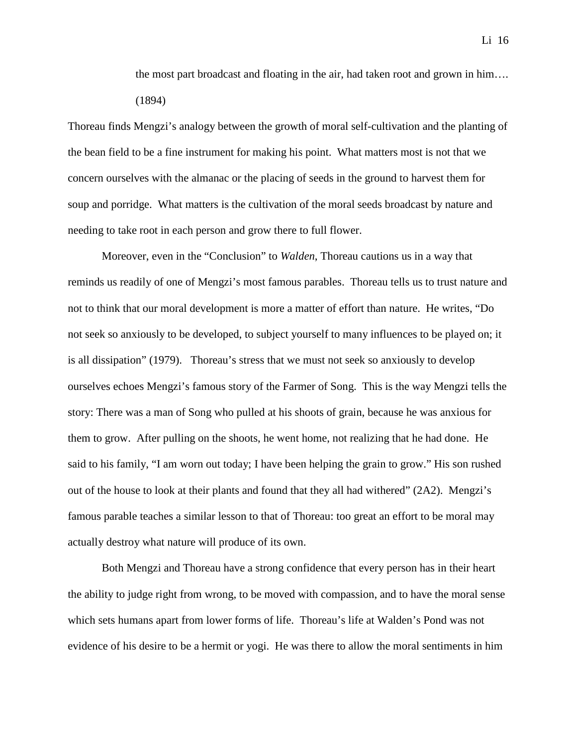> the most part broadcast and floating in the air, had taken root and grown in him…. (1894)

Thoreau finds Mengzi's analogy between the growth of moral self-cultivation and the planting of the bean field to be a fine instrument for making his point. What matters most is not that we concern ourselves with the almanac or the placing of seeds in the ground to harvest them for soup and porridge. What matters is the cultivation of the moral seeds broadcast by nature and needing to take root in each person and grow there to full flower.

Moreover, even in the "Conclusion" to *Walden*, Thoreau cautions us in a way that reminds us readily of one of Mengzi's most famous parables. Thoreau tells us to trust nature and not to think that our moral development is more a matter of effort than nature. He writes, "Do not seek so anxiously to be developed, to subject yourself to many influences to be played on; it is all dissipation" (1979). Thoreau's stress that we must not seek so anxiously to develop ourselves echoes Mengzi's famous story of the Farmer of Song. This is the way Mengzi tells the story: There was a man of Song who pulled at his shoots of grain, because he was anxious for them to grow. After pulling on the shoots, he went home, not realizing that he had done. He said to his family, "I am worn out today; I have been helping the grain to grow." His son rushed out of the house to look at their plants and found that they all had withered" (2A2). Mengzi's famous parable teaches a similar lesson to that of Thoreau: too great an effort to be moral may actually destroy what nature will produce of its own.

Both Mengzi and Thoreau have a strong confidence that every person has in their heart the ability to judge right from wrong, to be moved with compassion, and to have the moral sense which sets humans apart from lower forms of life. Thoreau's life at Walden's Pond was not evidence of his desire to be a hermit or yogi. He was there to allow the moral sentiments in him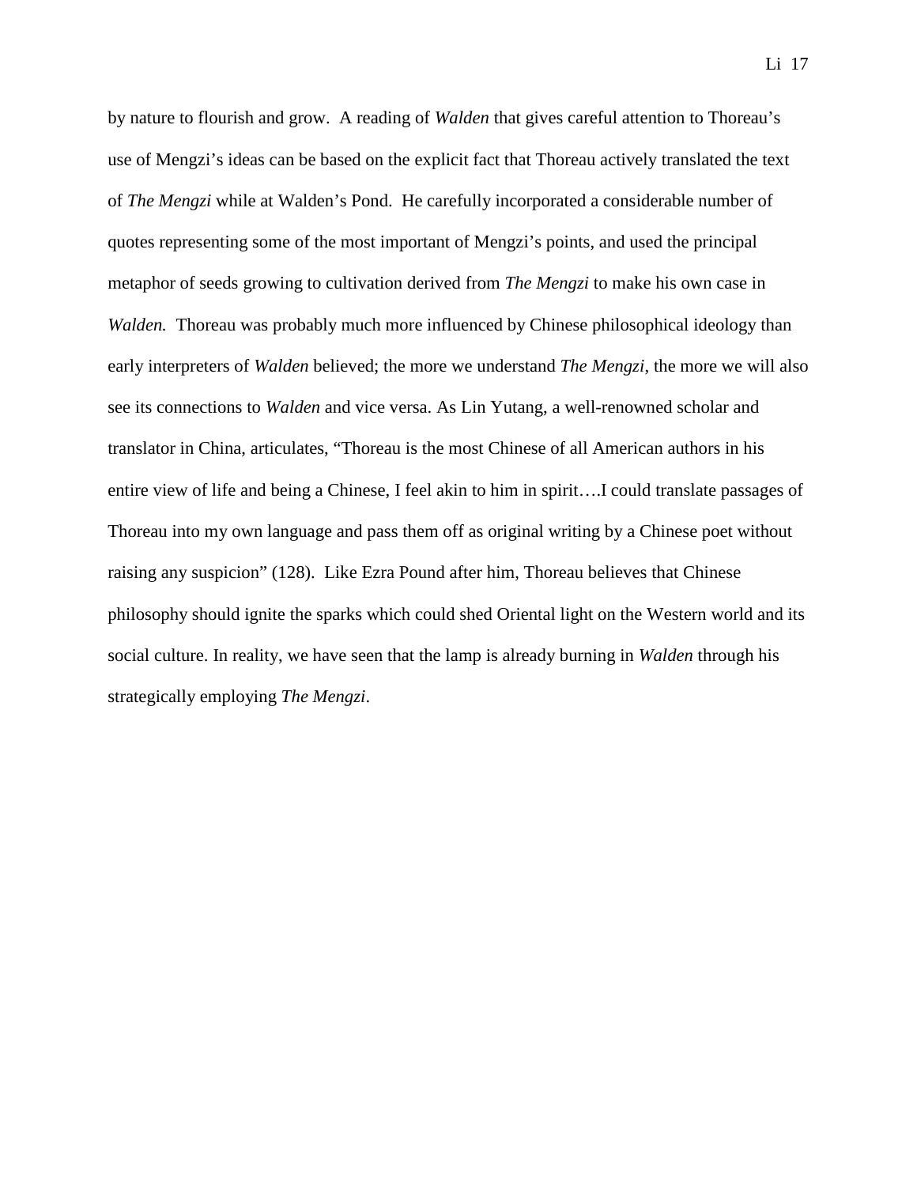by nature to flourish and grow. A reading of *Walden* that gives careful attention to Thoreau's use of Mengzi's ideas can be based on the explicit fact that Thoreau actively translated the text of *The Mengzi* while at Walden's Pond. He carefully incorporated a considerable number of quotes representing some of the most important of Mengzi's points, and used the principal metaphor of seeds growing to cultivation derived from *The Mengzi* to make his own case in *Walden.* Thoreau was probably much more influenced by Chinese philosophical ideology than early interpreters of *Walden* believed; the more we understand *The Mengzi*, the more we will also see its connections to *Walden* and vice versa. As Lin Yutang, a well-renowned scholar and translator in China, articulates, "Thoreau is the most Chinese of all American authors in his entire view of life and being a Chinese, I feel akin to him in spirit….I could translate passages of Thoreau into my own language and pass them off as original writing by a Chinese poet without raising any suspicion" (128). Like Ezra Pound after him, Thoreau believes that Chinese philosophy should ignite the sparks which could shed Oriental light on the Western world and its social culture. In reality, we have seen that the lamp is already burning in *Walden* through his strategically employing *The Mengzi*.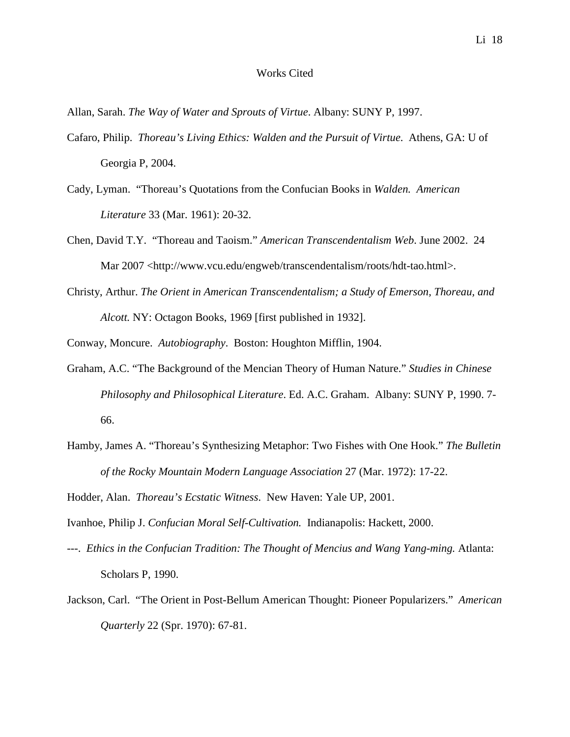# Works Cited

Allan, Sarah. *The Way of Water and Sprouts of Virtue*. Albany: SUNY P, 1997.

Cafaro, Philip. *Thoreau's Living Ethics: Walden and the Pursuit of Virtue.* Athens, GA: U of Georgia P, 2004.

Cady, Lyman. "Thoreau's Quotations from the Confucian Books in *Walden. American Literature* 33 (Mar. 1961): 20-32.

Chen, David T.Y. "Thoreau and Taoism." *American Transcendentalism Web*. June 2002. 24 Mar 2007 <http://www.vcu.edu/engweb/transcendentalism/roots/hdt-tao.html>.

Christy, Arthur. *The Orient in American Transcendentalism; a Study of Emerson, Thoreau, and Alcott.* NY: Octagon Books, 1969 [first published in 1932].

Conway, Moncure. *Autobiography*. Boston: Houghton Mifflin, 1904.

Graham, A.C. "The Background of the Mencian Theory of Human Nature." *Studies in Chinese Philosophy and Philosophical Literature*. Ed. A.C. Graham. Albany: SUNY P, 1990. 7-66.

Hamby, James A. "Thoreau's Synthesizing Metaphor: Two Fishes with One Hook." *The Bulletin of the Rocky Mountain Modern Language Association* 27 (Mar. 1972): 17-22.

Hodder, Alan. *Thoreau's Ecstatic Witness*. New Haven: Yale UP, 2001.

Ivanhoe, Philip J. *Confucian Moral Self-Cultivation.* Indianapolis: Hackett, 2000.

---. *Ethics in the Confucian Tradition: The Thought of Mencius and Wang Yang-ming.* Atlanta: Scholars P, 1990.

Jackson, Carl. "The Orient in Post-Bellum American Thought: Pioneer Popularizers." *American Quarterly* 22 (Spr. 1970): 67-81.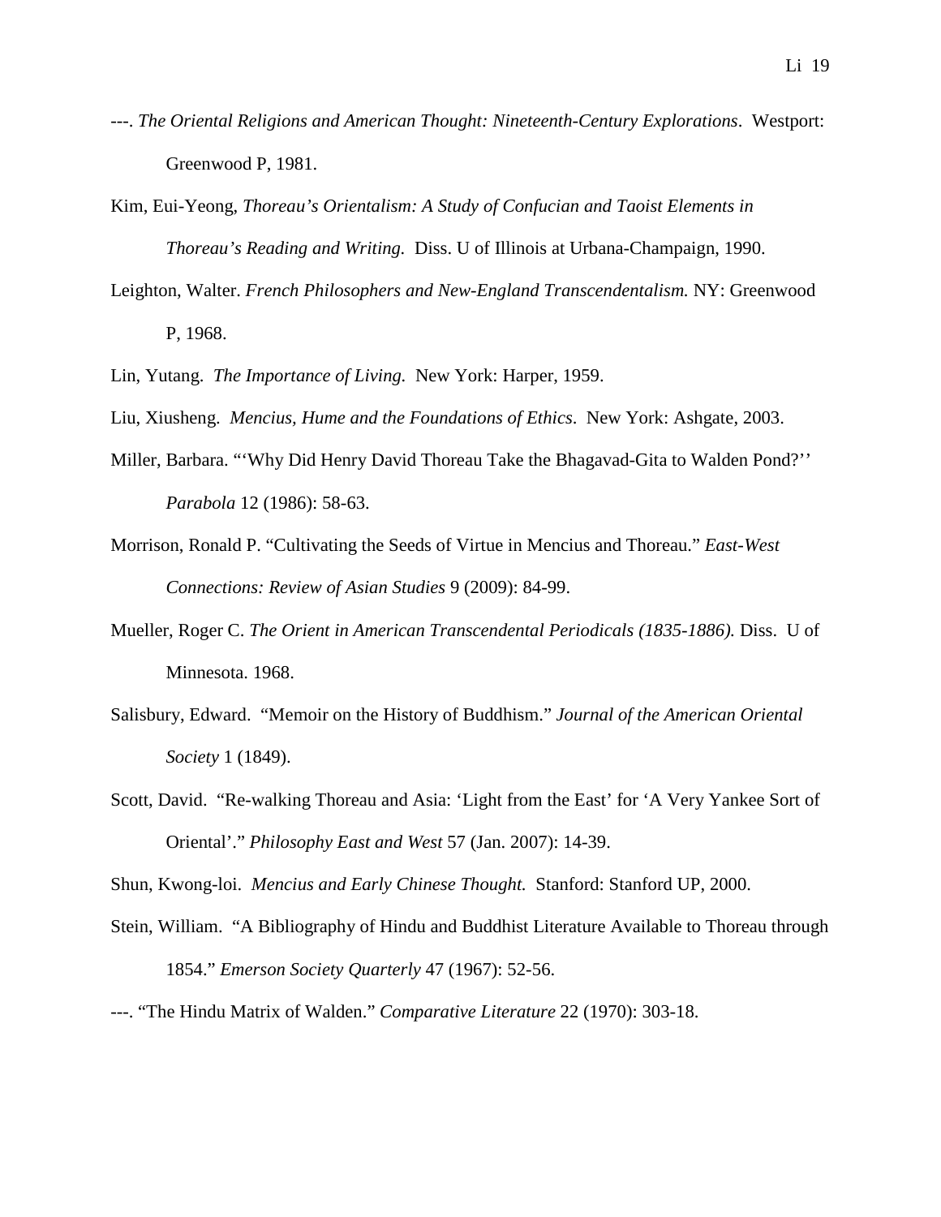---. *The Oriental Religions and American Thought: Nineteenth-Century Explorations*. Westport: Greenwood P, 1981.

Kim, Eui-Yeong, *Thoreau's Orientalism: A Study of Confucian and Taoist Elements in Thoreau's Reading and Writing.* Diss. U of Illinois at Urbana-Champaign, 1990.

Leighton, Walter. *French Philosophers and New-England Transcendentalism.* NY: Greenwood P, 1968.

Lin, Yutang. *The Importance of Living.* New York: Harper, 1959.

Liu, Xiusheng. *Mencius, Hume and the Foundations of Ethics*. New York: Ashgate, 2003.

Miller, Barbara. "'Why Did Henry David Thoreau Take the Bhagavad-Gita to Walden Pond?'' *Parabola* 12 (1986): 58-63.

Morrison, Ronald P. "Cultivating the Seeds of Virtue in Mencius and Thoreau." *East-West Connections: Review of Asian Studies* 9 (2009): 84-99.

Mueller, Roger C. *The Orient in American Transcendental Periodicals (1835-1886).* Diss. U of Minnesota. 1968.

Salisbury, Edward. "Memoir on the History of Buddhism." *Journal of the American Oriental Society* 1 (1849).

Scott, David. "Re-walking Thoreau and Asia: 'Light from the East' for 'A Very Yankee Sort of Oriental'." *Philosophy East and West* 57 (Jan. 2007): 14-39.

Shun, Kwong-loi. *Mencius and Early Chinese Thought.* Stanford: Stanford UP, 2000.

Stein, William. "A Bibliography of Hindu and Buddhist Literature Available to Thoreau through 1854." *Emerson Society Quarterly* 47 (1967): 52-56.

---. "The Hindu Matrix of Walden." *Comparative Literature* 22 (1970): 303-18.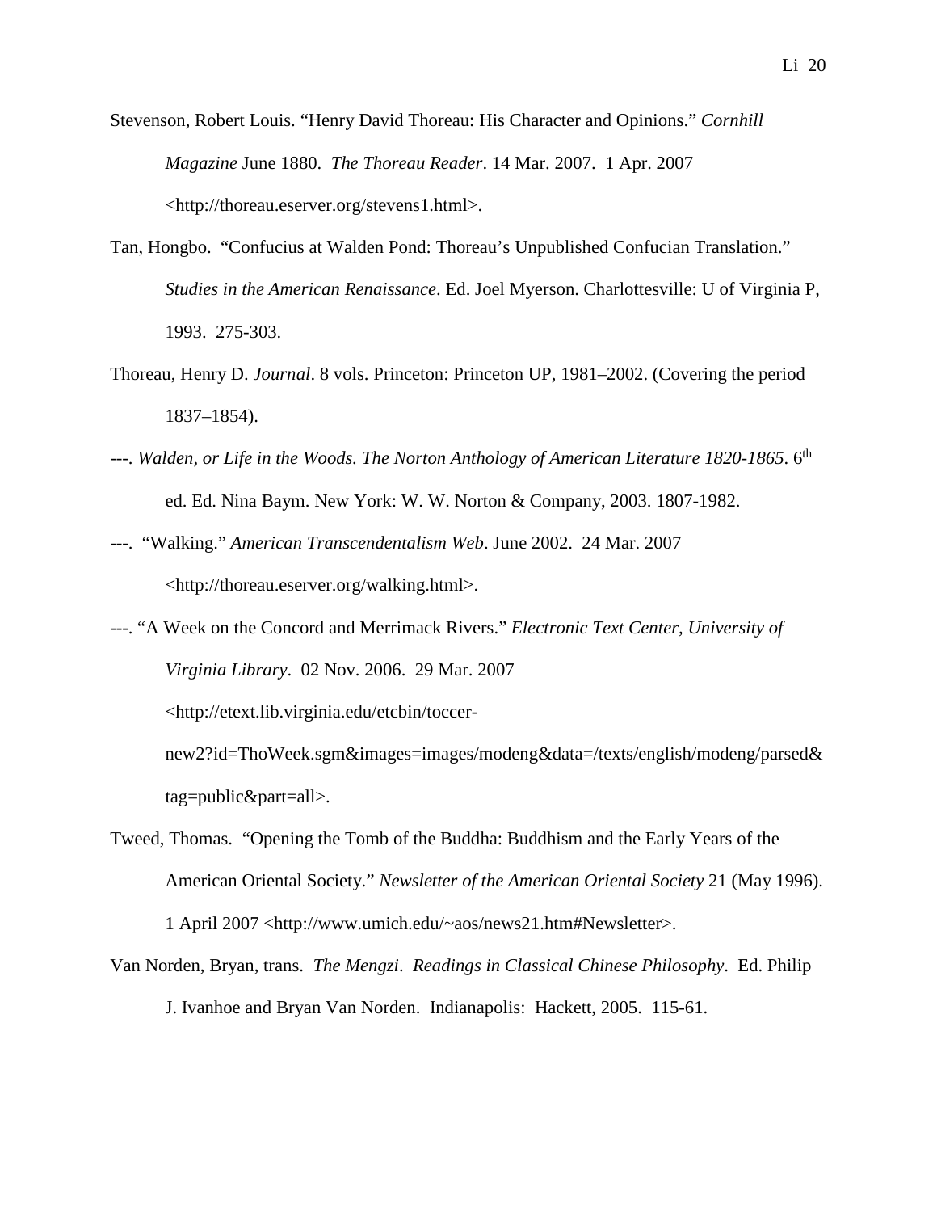Stevenson, Robert Louis. "Henry David Thoreau: His Character and Opinions." *Cornhill Magazine* June 1880. *The Thoreau Reader*. 14 Mar. 2007. 1 Apr. 2007 <http://thoreau.eserver.org/stevens1.html>.

Tan, Hongbo. "Confucius at Walden Pond: Thoreau's Unpublished Confucian Translation." *Studies in the American Renaissance*. Ed. Joel Myerson. Charlottesville: U of Virginia P, 1993. 275-303.

Thoreau, Henry D. *Journal*. 8 vols. Princeton: Princeton UP, 1981–2002. (Covering the period 1837–1854).

---. *Walden, or Life in the Woods. The Norton Anthology of American Literature 1820-1865*. 6th ed. Ed. Nina Baym. New York: W. W. Norton & Company, 2003. 1807-1982.

---. "Walking." *American Transcendentalism Web*. June 2002. 24 Mar. 2007 <http://thoreau.eserver.org/walking.html>.

---. "A Week on the Concord and Merrimack Rivers." *Electronic Text Center, University of Virginia Library*. 02 Nov. 2006. 29 Mar. 2007 <http://etext.lib.virginia.edu/etcbin/toccer-new2?id=ThoWeek.sgm&images=images/modeng&data=/texts/english/modeng/parsed&tag=public&part=all>.

Tweed, Thomas. "Opening the Tomb of the Buddha: Buddhism and the Early Years of the American Oriental Society." *Newsletter of the American Oriental Society* 21 (May 1996). 1 April 2007 <http://www.umich.edu/~aos/news21.htm#Newsletter>.

Van Norden, Bryan, trans. *The Mengzi*. *Readings in Classical Chinese Philosophy*. Ed. Philip J. Ivanhoe and Bryan Van Norden. Indianapolis: Hackett, 2005. 115-61.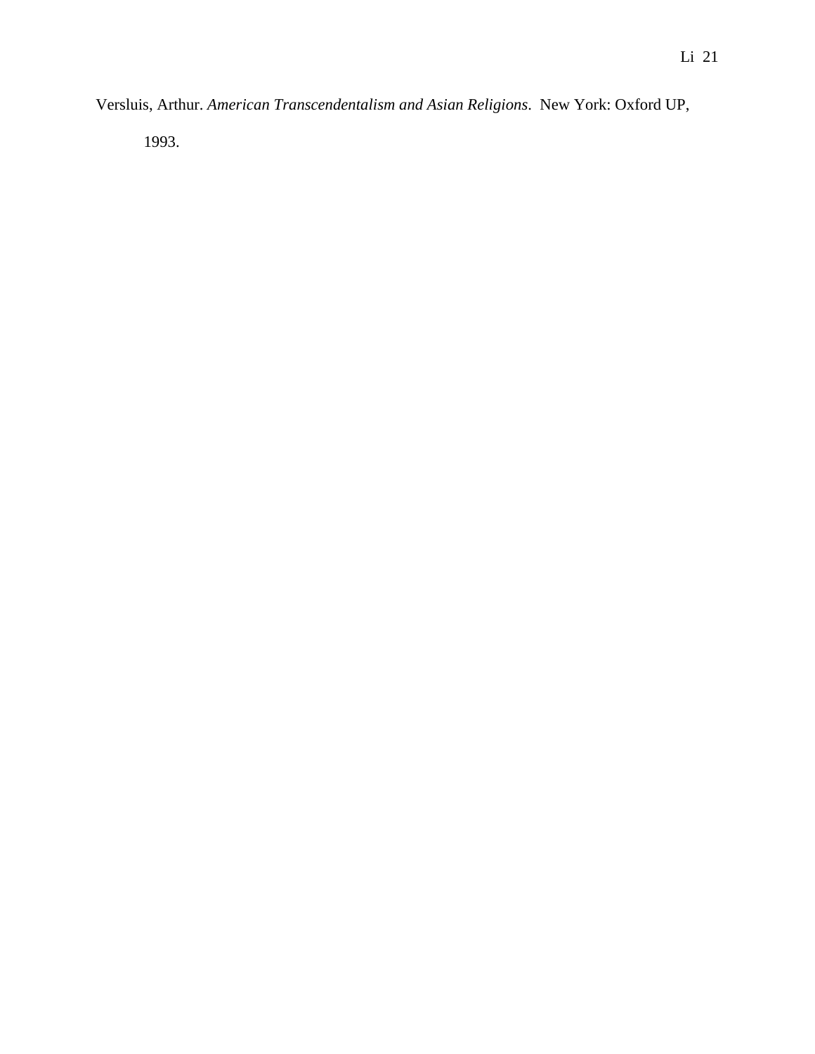Versluis, Arthur. *American Transcendentalism and Asian Religions*. New York: Oxford UP, 1993.